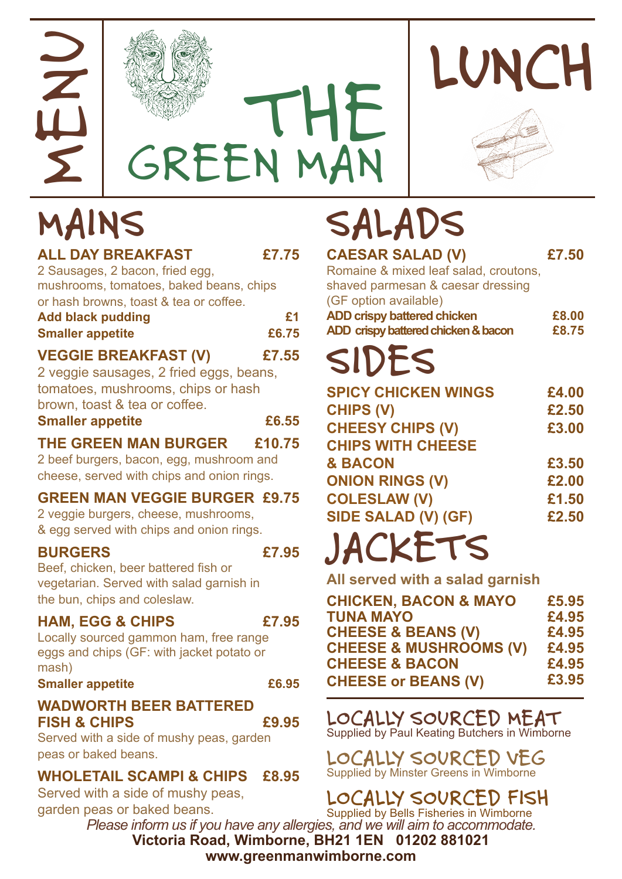# MENU

# THE GREEN MAN

# LUNCH

## MAINS

**ALL DAY BREAKFAST** **£7.75**
2 Sausages, 2 bacon, fried egg, mushrooms, tomatoes, baked beans, chips or hash browns, toast & tea or coffee.
**Add black pudding** **£1**
**Smaller appetite** **£6.75**

**VEGGIE BREAKFAST (V)** **£7.55**
2 veggie sausages, 2 fried eggs, beans, tomatoes, mushrooms, chips or hash brown, toast & tea or coffee.
**Smaller appetite** **£6.55**

**THE GREEN MAN BURGER** **£10.75**
2 beef burgers, bacon, egg, mushroom and cheese, served with chips and onion rings.

**GREEN MAN VEGGIE BURGER** **£9.75**
2 veggie burgers, cheese, mushrooms, & egg served with chips and onion rings.

**BURGERS** **£7.95**
Beef, chicken, beer battered fish or vegetarian. Served with salad garnish in the bun, chips and coleslaw.

**HAM, EGG & CHIPS** **£7.95**
Locally sourced gammon ham, free range eggs and chips (GF: with jacket potato or mash)
**Smaller appetite** **£6.95**

**WADWORTH BEER BATTERED FISH & CHIPS** **£9.95**
Served with a side of mushy peas, garden peas or baked beans.

**WHOLETAIL SCAMPI & CHIPS** **£8.95**
Served with a side of mushy peas, garden peas or baked beans.

## SALADS

**CAESAR SALAD (V)** **£7.50**
Romaine & mixed leaf salad, croutons, shaved parmesan & caesar dressing (GF option available)
**ADD crispy battered chicken** **£8.00**
**ADD crispy battered chicken & bacon** **£8.75**

## SIDES

| | |
|---|---|
| **SPICY CHICKEN WINGS** | **£4.00** |
| **CHIPS (V)** | **£2.50** |
| **CHEESY CHIPS (V)** | **£3.00** |
| **CHIPS WITH CHEESE & BACON** | **£3.50** |
| **ONION RINGS (V)** | **£2.00** |
| **COLESLAW (V)** | **£1.50** |
| **SIDE SALAD (V) (GF)** | **£2.50** |

## JACKETS

**All served with a salad garnish**

| | |
|---|---|
| **CHICKEN, BACON & MAYO** | **£5.95** |
| **TUNA MAYO** | **£4.95** |
| **CHEESE & BEANS (V)** | **£4.95** |
| **CHEESE & MUSHROOMS (V)** | **£4.95** |
| **CHEESE & BACON** | **£4.95** |
| **CHEESE or BEANS (V)** | **£3.95** |

### LOCALLY SOURCED MEAT
Supplied by Paul Keating Butchers in Wimborne

### LOCALLY SOURCED VEG
Supplied by Minster Greens in Wimborne

### LOCALLY SOURCED FISH
Supplied by Bells Fisheries in Wimborne

*Please inform us if you have any allergies, and we will aim to accommodate.*

**Victoria Road, Wimborne, BH21 1EN 01202 881021**
**www.greenmanwimborne.com**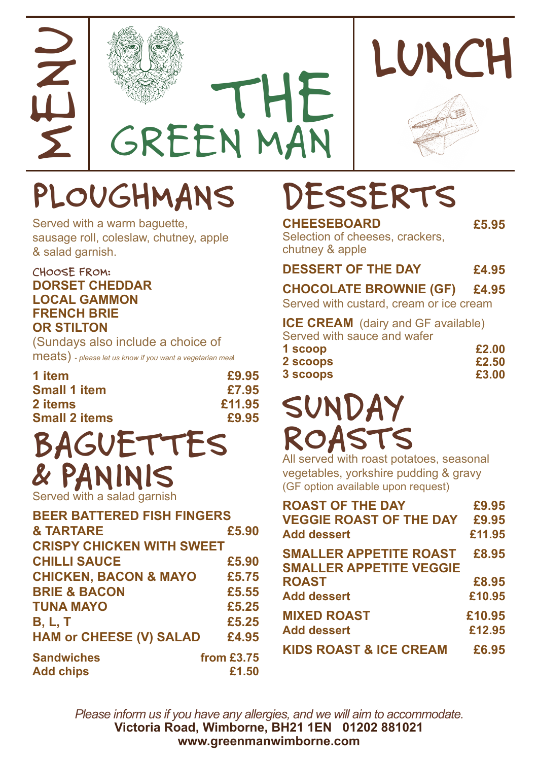# MENU

# THE GREEN MAN

# LUNCH

## PLOUGHMANS

Served with a warm baguette, sausage roll, coleslaw, chutney, apple & salad garnish.

CHOOSE FROM:
**DORSET CHEDDAR**
**LOCAL GAMMON**
**FRENCH BRIE**
**OR STILTON**

(Sundays also include a choice of meats) *- please let us know if you want a vegetarian meal*

| | |
|---|---|
| **1 item** | **£9.95** |
| **Small 1 item** | **£7.95** |
| **2 items** | **£11.95** |
| **Small 2 items** | **£9.95** |

## BAGUETTES & PANINIS

Served with a salad garnish

| | |
|---|---|
| **BEER BATTERED FISH FINGERS & TARTARE** | **£5.90** |
| **CRISPY CHICKEN WITH SWEET CHILLI SAUCE** | **£5.90** |
| **CHICKEN, BACON & MAYO** | **£5.75** |
| **BRIE & BACON** | **£5.55** |
| **TUNA MAYO** | **£5.25** |
| **B, L, T** | **£5.25** |
| **HAM or CHEESE (V) SALAD** | **£4.95** |
| **Sandwiches** | **from £3.75** |
| **Add chips** | **£1.50** |

## DESSERTS

**CHEESEBOARD** **£5.95**
Selection of cheeses, crackers, chutney & apple

**DESSERT OF THE DAY** **£4.95**

**CHOCOLATE BROWNIE (GF)** **£4.95**
Served with custard, cream or ice cream

**ICE CREAM** (dairy and GF available)
Served with sauce and wafer

| | |
|---|---|
| **1 scoop** | **£2.00** |
| **2 scoops** | **£2.50** |
| **3 scoops** | **£3.00** |

## SUNDAY ROASTS

All served with roast potatoes, seasonal vegetables, yorkshire pudding & gravy
(GF option available upon request)

| | |
|---|---|
| **ROAST OF THE DAY** | **£9.95** |
| **VEGGIE ROAST OF THE DAY** | **£9.95** |
| **Add dessert** | **£11.95** |
| **SMALLER APPETITE ROAST** | **£8.95** |
| **SMALLER APPETITE VEGGIE ROAST** | **£8.95** |
| **Add dessert** | **£10.95** |
| **MIXED ROAST** | **£10.95** |
| **Add dessert** | **£12.95** |
| **KIDS ROAST & ICE CREAM** | **£6.95** |

*Please inform us if you have any allergies, and we will aim to accommodate.*
**Victoria Road, Wimborne, BH21 1EN 01202 881021**
**www.greenmanwimborne.com**